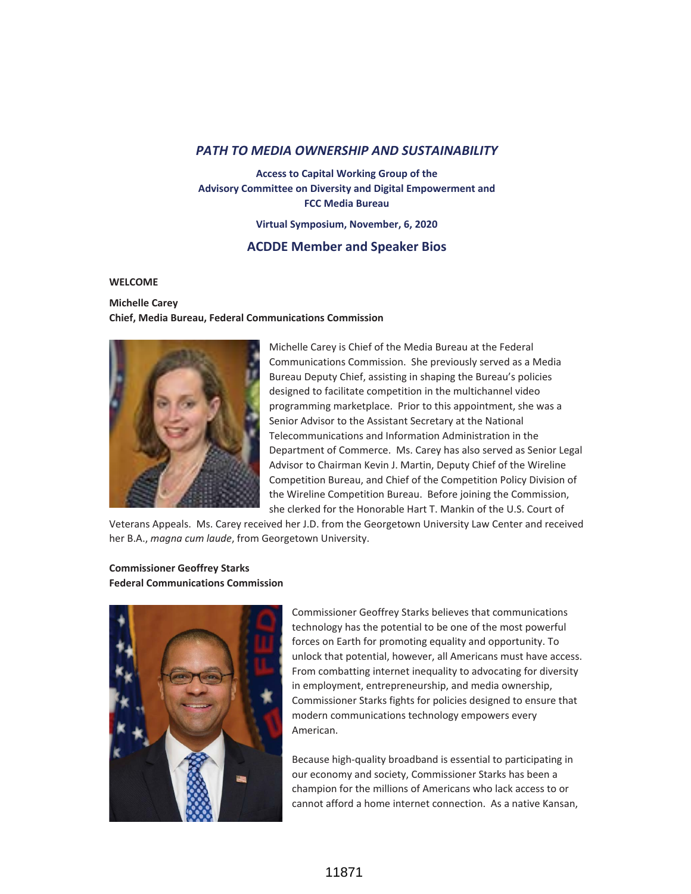## *PATH TO MEDIA OWNERSHIP AND SUSTAINABILITY*

**Access to Capital Working Group of the**
**Advisory Committee on Diversity and Digital Empowerment and**
**FCC Media Bureau**

**Virtual Symposium, November, 6, 2020**

## ACDDE Member and Speaker Bios

**WELCOME**

**Michelle Carey**
**Chief, Media Bureau, Federal Communications Commission**

Michelle Carey is Chief of the Media Bureau at the Federal Communications Commission. She previously served as a Media Bureau Deputy Chief, assisting in shaping the Bureau's policies designed to facilitate competition in the multichannel video programming marketplace. Prior to this appointment, she was a Senior Advisor to the Assistant Secretary at the National Telecommunications and Information Administration in the Department of Commerce. Ms. Carey has also served as Senior Legal Advisor to Chairman Kevin J. Martin, Deputy Chief of the Wireline Competition Bureau, and Chief of the Competition Policy Division of the Wireline Competition Bureau. Before joining the Commission, she clerked for the Honorable Hart T. Mankin of the U.S. Court of Veterans Appeals. Ms. Carey received her J.D. from the Georgetown University Law Center and received her B.A., *magna cum laude*, from Georgetown University.

**Commissioner Geoffrey Starks**
**Federal Communications Commission**

Commissioner Geoffrey Starks believes that communications technology has the potential to be one of the most powerful forces on Earth for promoting equality and opportunity. To unlock that potential, however, all Americans must have access. From combatting internet inequality to advocating for diversity in employment, entrepreneurship, and media ownership, Commissioner Starks fights for policies designed to ensure that modern communications technology empowers every American.

Because high-quality broadband is essential to participating in our economy and society, Commissioner Starks has been a champion for the millions of Americans who lack access to or cannot afford a home internet connection. As a native Kansan,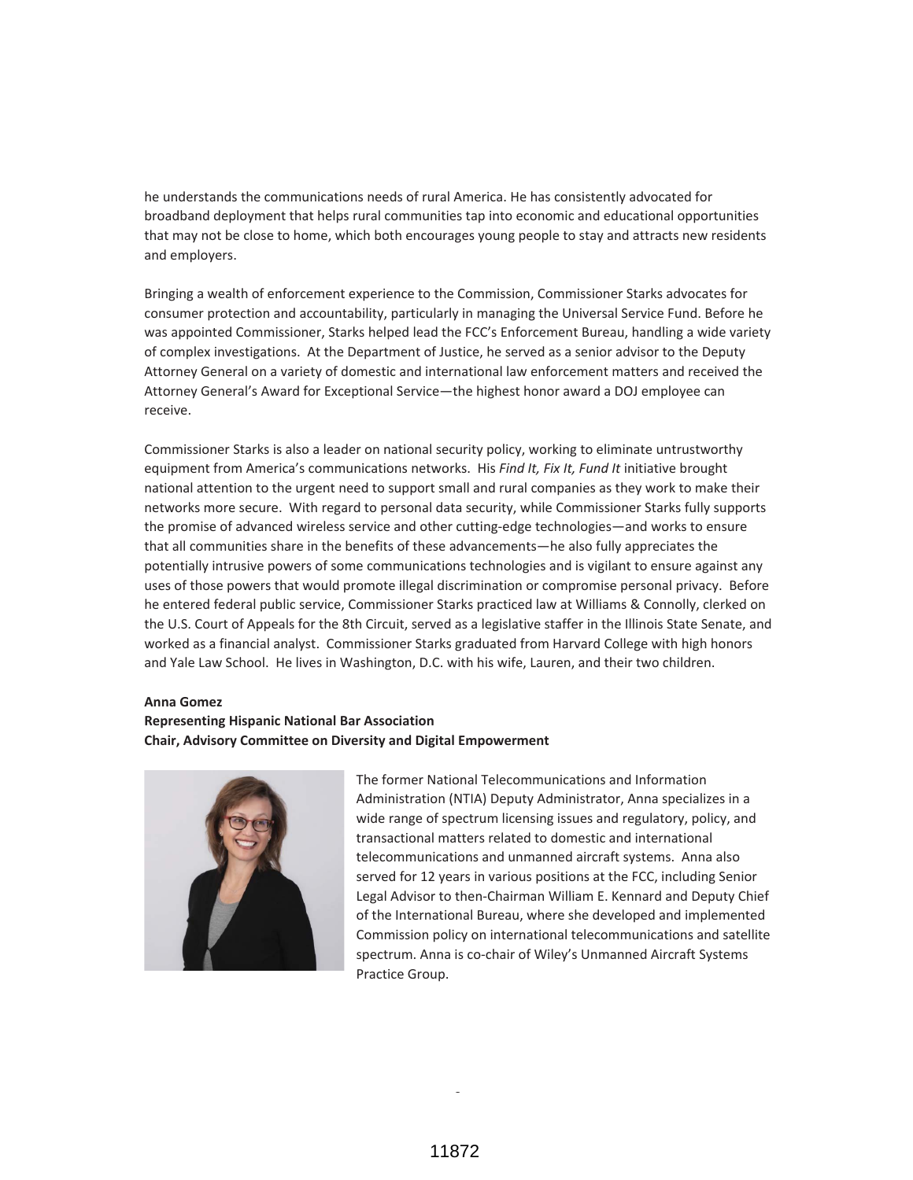he understands the communications needs of rural America. He has consistently advocated for broadband deployment that helps rural communities tap into economic and educational opportunities that may not be close to home, which both encourages young people to stay and attracts new residents and employers.

Bringing a wealth of enforcement experience to the Commission, Commissioner Starks advocates for consumer protection and accountability, particularly in managing the Universal Service Fund. Before he was appointed Commissioner, Starks helped lead the FCC's Enforcement Bureau, handling a wide variety of complex investigations. At the Department of Justice, he served as a senior advisor to the Deputy Attorney General on a variety of domestic and international law enforcement matters and received the Attorney General's Award for Exceptional Service—the highest honor award a DOJ employee can receive.

Commissioner Starks is also a leader on national security policy, working to eliminate untrustworthy equipment from America's communications networks. His *Find It, Fix It, Fund It* initiative brought national attention to the urgent need to support small and rural companies as they work to make their networks more secure. With regard to personal data security, while Commissioner Starks fully supports the promise of advanced wireless service and other cutting-edge technologies—and works to ensure that all communities share in the benefits of these advancements—he also fully appreciates the potentially intrusive powers of some communications technologies and is vigilant to ensure against any uses of those powers that would promote illegal discrimination or compromise personal privacy. Before he entered federal public service, Commissioner Starks practiced law at Williams & Connolly, clerked on the U.S. Court of Appeals for the 8th Circuit, served as a legislative staffer in the Illinois State Senate, and worked as a financial analyst. Commissioner Starks graduated from Harvard College with high honors and Yale Law School. He lives in Washington, D.C. with his wife, Lauren, and their two children.

**Anna Gomez**
**Representing Hispanic National Bar Association**
**Chair, Advisory Committee on Diversity and Digital Empowerment**

The former National Telecommunications and Information Administration (NTIA) Deputy Administrator, Anna specializes in a wide range of spectrum licensing issues and regulatory, policy, and transactional matters related to domestic and international telecommunications and unmanned aircraft systems. Anna also served for 12 years in various positions at the FCC, including Senior Legal Advisor to then-Chairman William E. Kennard and Deputy Chief of the International Bureau, where she developed and implemented Commission policy on international telecommunications and satellite spectrum. Anna is co-chair of Wiley's Unmanned Aircraft Systems Practice Group.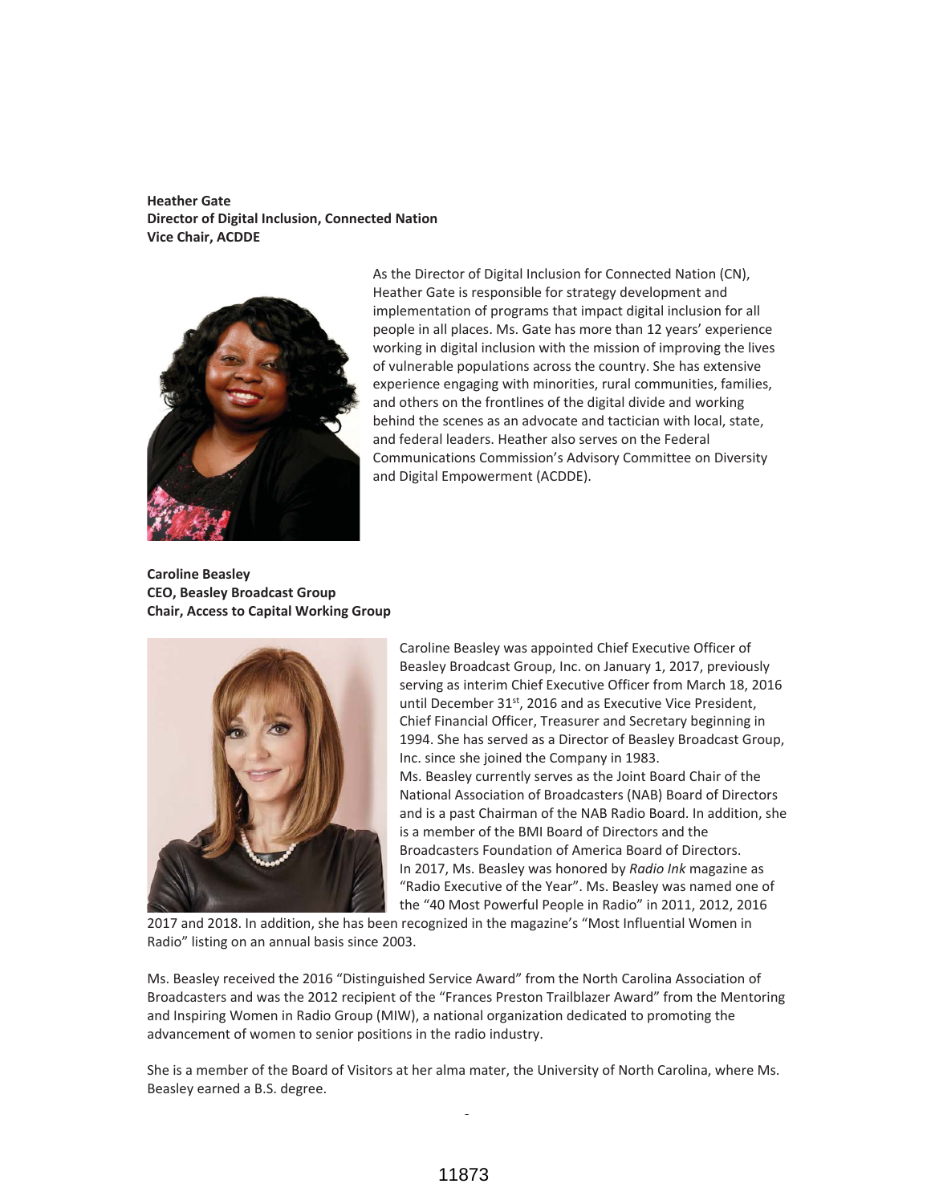**Heather Gate**
**Director of Digital Inclusion, Connected Nation**
**Vice Chair, ACDDE**

As the Director of Digital Inclusion for Connected Nation (CN), Heather Gate is responsible for strategy development and implementation of programs that impact digital inclusion for all people in all places. Ms. Gate has more than 12 years' experience working in digital inclusion with the mission of improving the lives of vulnerable populations across the country. She has extensive experience engaging with minorities, rural communities, families, and others on the frontlines of the digital divide and working behind the scenes as an advocate and tactician with local, state, and federal leaders. Heather also serves on the Federal Communications Commission's Advisory Committee on Diversity and Digital Empowerment (ACDDE).

**Caroline Beasley**
**CEO, Beasley Broadcast Group**
**Chair, Access to Capital Working Group**

Caroline Beasley was appointed Chief Executive Officer of Beasley Broadcast Group, Inc. on January 1, 2017, previously serving as interim Chief Executive Officer from March 18, 2016 until December 31st, 2016 and as Executive Vice President, Chief Financial Officer, Treasurer and Secretary beginning in 1994. She has served as a Director of Beasley Broadcast Group, Inc. since she joined the Company in 1983.

Ms. Beasley currently serves as the Joint Board Chair of the National Association of Broadcasters (NAB) Board of Directors and is a past Chairman of the NAB Radio Board. In addition, she is a member of the BMI Board of Directors and the Broadcasters Foundation of America Board of Directors.

In 2017, Ms. Beasley was honored by *Radio Ink* magazine as "Radio Executive of the Year". Ms. Beasley was named one of the "40 Most Powerful People in Radio" in 2011, 2012, 2016 2017 and 2018. In addition, she has been recognized in the magazine's "Most Influential Women in Radio" listing on an annual basis since 2003.

Ms. Beasley received the 2016 "Distinguished Service Award" from the North Carolina Association of Broadcasters and was the 2012 recipient of the "Frances Preston Trailblazer Award" from the Mentoring and Inspiring Women in Radio Group (MIW), a national organization dedicated to promoting the advancement of women to senior positions in the radio industry.

She is a member of the Board of Visitors at her alma mater, the University of North Carolina, where Ms. Beasley earned a B.S. degree.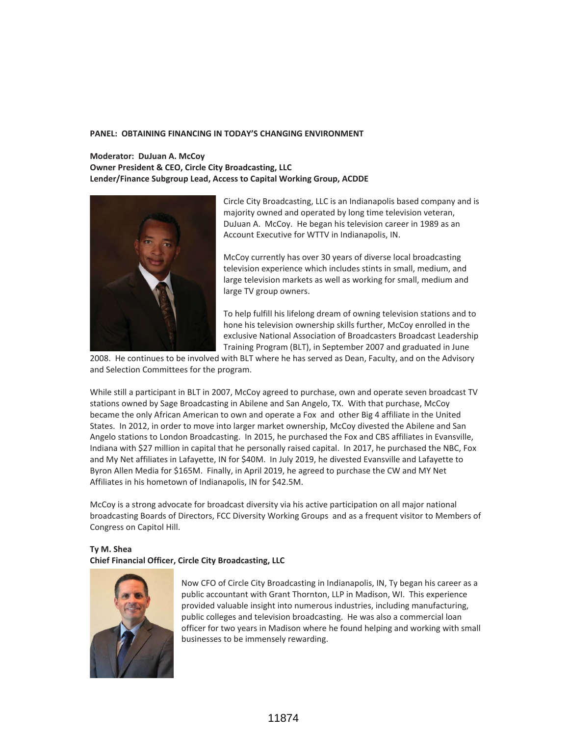**PANEL: OBTAINING FINANCING IN TODAY'S CHANGING ENVIRONMENT**

**Moderator: DuJuan A. McCoy**
**Owner President & CEO, Circle City Broadcasting, LLC**
**Lender/Finance Subgroup Lead, Access to Capital Working Group, ACDDE**

Circle City Broadcasting, LLC is an Indianapolis based company and is majority owned and operated by long time television veteran, DuJuan A. McCoy. He began his television career in 1989 as an Account Executive for WTTV in Indianapolis, IN.

McCoy currently has over 30 years of diverse local broadcasting television experience which includes stints in small, medium, and large television markets as well as working for small, medium and large TV group owners.

To help fulfill his lifelong dream of owning television stations and to hone his television ownership skills further, McCoy enrolled in the exclusive National Association of Broadcasters Broadcast Leadership Training Program (BLT), in September 2007 and graduated in June 2008. He continues to be involved with BLT where he has served as Dean, Faculty, and on the Advisory and Selection Committees for the program.

While still a participant in BLT in 2007, McCoy agreed to purchase, own and operate seven broadcast TV stations owned by Sage Broadcasting in Abilene and San Angelo, TX. With that purchase, McCoy became the only African American to own and operate a Fox and other Big 4 affiliate in the United States. In 2012, in order to move into larger market ownership, McCoy divested the Abilene and San Angelo stations to London Broadcasting. In 2015, he purchased the Fox and CBS affiliates in Evansville, Indiana with $27 million in capital that he personally raised capital. In 2017, he purchased the NBC, Fox and My Net affiliates in Lafayette, IN for $40M. In July 2019, he divested Evansville and Lafayette to Byron Allen Media for $165M. Finally, in April 2019, he agreed to purchase the CW and MY Net Affiliates in his hometown of Indianapolis, IN for $42.5M.

McCoy is a strong advocate for broadcast diversity via his active participation on all major national broadcasting Boards of Directors, FCC Diversity Working Groups and as a frequent visitor to Members of Congress on Capitol Hill.

**Ty M. Shea**
**Chief Financial Officer, Circle City Broadcasting, LLC**

Now CFO of Circle City Broadcasting in Indianapolis, IN, Ty began his career as a public accountant with Grant Thornton, LLP in Madison, WI. This experience provided valuable insight into numerous industries, including manufacturing, public colleges and television broadcasting. He was also a commercial loan officer for two years in Madison where he found helping and working with small businesses to be immensely rewarding.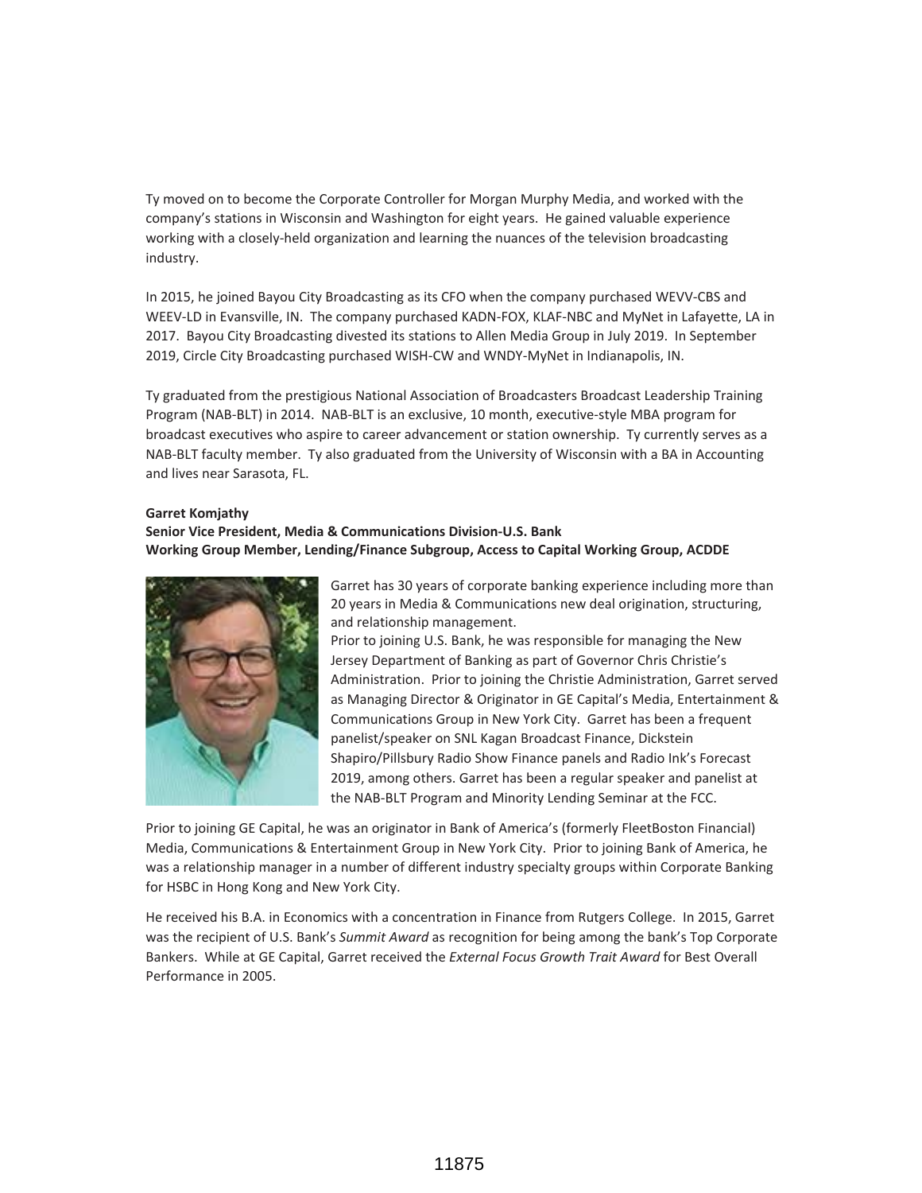Ty moved on to become the Corporate Controller for Morgan Murphy Media, and worked with the company's stations in Wisconsin and Washington for eight years. He gained valuable experience working with a closely-held organization and learning the nuances of the television broadcasting industry.

In 2015, he joined Bayou City Broadcasting as its CFO when the company purchased WEVV-CBS and WEEV-LD in Evansville, IN. The company purchased KADN-FOX, KLAF-NBC and MyNet in Lafayette, LA in 2017. Bayou City Broadcasting divested its stations to Allen Media Group in July 2019. In September 2019, Circle City Broadcasting purchased WISH-CW and WNDY-MyNet in Indianapolis, IN.

Ty graduated from the prestigious National Association of Broadcasters Broadcast Leadership Training Program (NAB-BLT) in 2014. NAB-BLT is an exclusive, 10 month, executive-style MBA program for broadcast executives who aspire to career advancement or station ownership. Ty currently serves as a NAB-BLT faculty member. Ty also graduated from the University of Wisconsin with a BA in Accounting and lives near Sarasota, FL.

**Garret Komjathy**
**Senior Vice President, Media & Communications Division-U.S. Bank**
**Working Group Member, Lending/Finance Subgroup, Access to Capital Working Group, ACDDE**

Garret has 30 years of corporate banking experience including more than 20 years in Media & Communications new deal origination, structuring, and relationship management.
Prior to joining U.S. Bank, he was responsible for managing the New Jersey Department of Banking as part of Governor Chris Christie's Administration. Prior to joining the Christie Administration, Garret served as Managing Director & Originator in GE Capital's Media, Entertainment & Communications Group in New York City. Garret has been a frequent panelist/speaker on SNL Kagan Broadcast Finance, Dickstein Shapiro/Pillsbury Radio Show Finance panels and Radio Ink's Forecast 2019, among others. Garret has been a regular speaker and panelist at the NAB-BLT Program and Minority Lending Seminar at the FCC.

Prior to joining GE Capital, he was an originator in Bank of America's (formerly FleetBoston Financial) Media, Communications & Entertainment Group in New York City. Prior to joining Bank of America, he was a relationship manager in a number of different industry specialty groups within Corporate Banking for HSBC in Hong Kong and New York City.

He received his B.A. in Economics with a concentration in Finance from Rutgers College. In 2015, Garret was the recipient of U.S. Bank's *Summit Award* as recognition for being among the bank's Top Corporate Bankers. While at GE Capital, Garret received the *External Focus Growth Trait Award* for Best Overall Performance in 2005.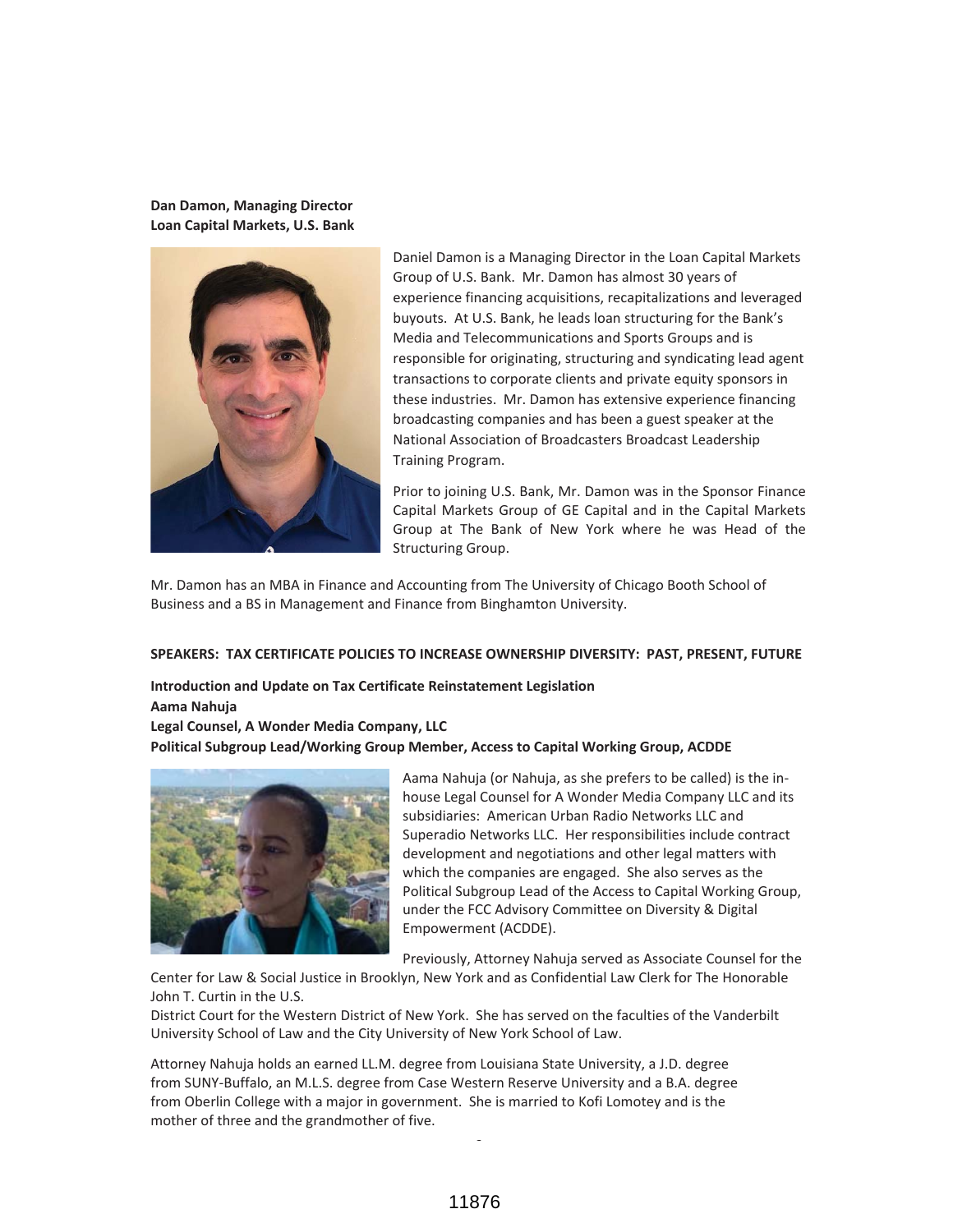**Dan Damon, Managing Director**
**Loan Capital Markets, U.S. Bank**

Daniel Damon is a Managing Director in the Loan Capital Markets Group of U.S. Bank. Mr. Damon has almost 30 years of experience financing acquisitions, recapitalizations and leveraged buyouts. At U.S. Bank, he leads loan structuring for the Bank's Media and Telecommunications and Sports Groups and is responsible for originating, structuring and syndicating lead agent transactions to corporate clients and private equity sponsors in these industries. Mr. Damon has extensive experience financing broadcasting companies and has been a guest speaker at the National Association of Broadcasters Broadcast Leadership Training Program.

Prior to joining U.S. Bank, Mr. Damon was in the Sponsor Finance Capital Markets Group of GE Capital and in the Capital Markets Group at The Bank of New York where he was Head of the Structuring Group.

Mr. Damon has an MBA in Finance and Accounting from The University of Chicago Booth School of Business and a BS in Management and Finance from Binghamton University.

**SPEAKERS: TAX CERTIFICATE POLICIES TO INCREASE OWNERSHIP DIVERSITY: PAST, PRESENT, FUTURE**

**Introduction and Update on Tax Certificate Reinstatement Legislation**
**Aama Nahuja**
**Legal Counsel, A Wonder Media Company, LLC**
**Political Subgroup Lead/Working Group Member, Access to Capital Working Group, ACDDE**

Aama Nahuja (or Nahuja, as she prefers to be called) is the in-house Legal Counsel for A Wonder Media Company LLC and its subsidiaries: American Urban Radio Networks LLC and Superadio Networks LLC. Her responsibilities include contract development and negotiations and other legal matters with which the companies are engaged. She also serves as the Political Subgroup Lead of the Access to Capital Working Group, under the FCC Advisory Committee on Diversity & Digital Empowerment (ACDDE).

Previously, Attorney Nahuja served as Associate Counsel for the Center for Law & Social Justice in Brooklyn, New York and as Confidential Law Clerk for The Honorable John T. Curtin in the U.S. District Court for the Western District of New York. She has served on the faculties of the Vanderbilt University School of Law and the City University of New York School of Law.

Attorney Nahuja holds an earned LL.M. degree from Louisiana State University, a J.D. degree from SUNY-Buffalo, an M.L.S. degree from Case Western Reserve University and a B.A. degree from Oberlin College with a major in government. She is married to Kofi Lomotey and is the mother of three and the grandmother of five.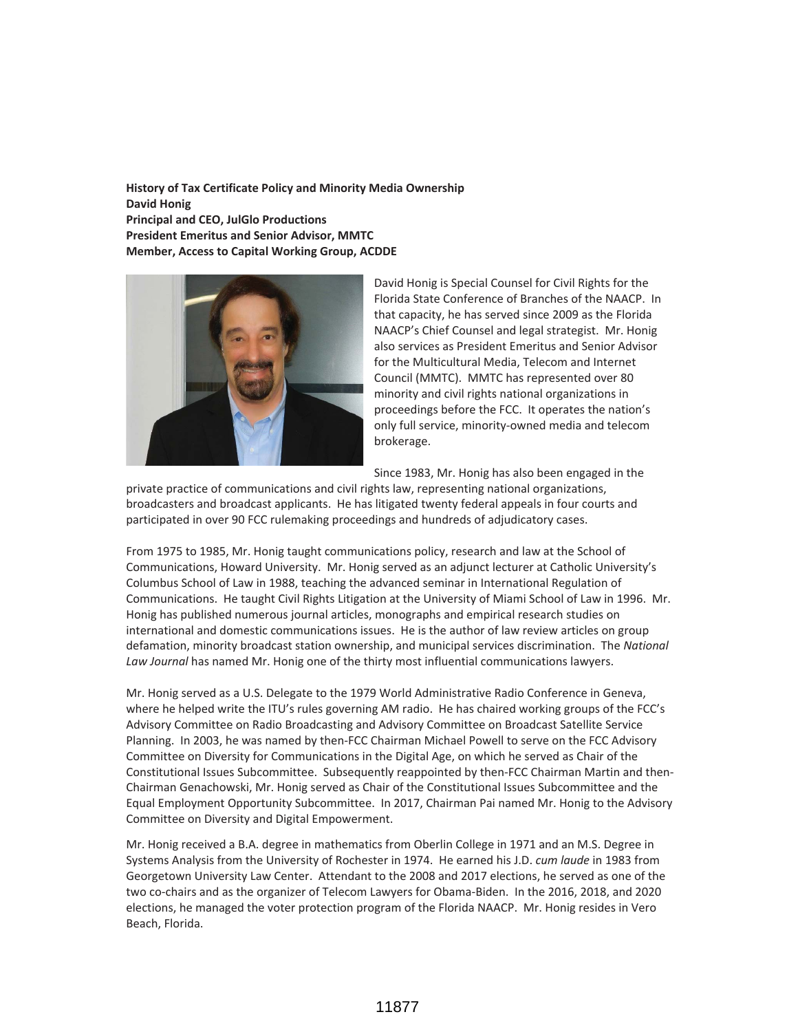**History of Tax Certificate Policy and Minority Media Ownership**
**David Honig**
**Principal and CEO, JulGlo Productions**
**President Emeritus and Senior Advisor, MMTC**
**Member, Access to Capital Working Group, ACDDE**

David Honig is Special Counsel for Civil Rights for the Florida State Conference of Branches of the NAACP. In that capacity, he has served since 2009 as the Florida NAACP's Chief Counsel and legal strategist. Mr. Honig also services as President Emeritus and Senior Advisor for the Multicultural Media, Telecom and Internet Council (MMTC). MMTC has represented over 80 minority and civil rights national organizations in proceedings before the FCC. It operates the nation's only full service, minority-owned media and telecom brokerage.

Since 1983, Mr. Honig has also been engaged in the private practice of communications and civil rights law, representing national organizations, broadcasters and broadcast applicants. He has litigated twenty federal appeals in four courts and participated in over 90 FCC rulemaking proceedings and hundreds of adjudicatory cases.

From 1975 to 1985, Mr. Honig taught communications policy, research and law at the School of Communications, Howard University. Mr. Honig served as an adjunct lecturer at Catholic University's Columbus School of Law in 1988, teaching the advanced seminar in International Regulation of Communications. He taught Civil Rights Litigation at the University of Miami School of Law in 1996. Mr. Honig has published numerous journal articles, monographs and empirical research studies on international and domestic communications issues. He is the author of law review articles on group defamation, minority broadcast station ownership, and municipal services discrimination. The *National Law Journal* has named Mr. Honig one of the thirty most influential communications lawyers.

Mr. Honig served as a U.S. Delegate to the 1979 World Administrative Radio Conference in Geneva, where he helped write the ITU's rules governing AM radio. He has chaired working groups of the FCC's Advisory Committee on Radio Broadcasting and Advisory Committee on Broadcast Satellite Service Planning. In 2003, he was named by then-FCC Chairman Michael Powell to serve on the FCC Advisory Committee on Diversity for Communications in the Digital Age, on which he served as Chair of the Constitutional Issues Subcommittee. Subsequently reappointed by then-FCC Chairman Martin and then-Chairman Genachowski, Mr. Honig served as Chair of the Constitutional Issues Subcommittee and the Equal Employment Opportunity Subcommittee. In 2017, Chairman Pai named Mr. Honig to the Advisory Committee on Diversity and Digital Empowerment.

Mr. Honig received a B.A. degree in mathematics from Oberlin College in 1971 and an M.S. Degree in Systems Analysis from the University of Rochester in 1974. He earned his J.D. *cum laude* in 1983 from Georgetown University Law Center. Attendant to the 2008 and 2017 elections, he served as one of the two co-chairs and as the organizer of Telecom Lawyers for Obama-Biden. In the 2016, 2018, and 2020 elections, he managed the voter protection program of the Florida NAACP. Mr. Honig resides in Vero Beach, Florida.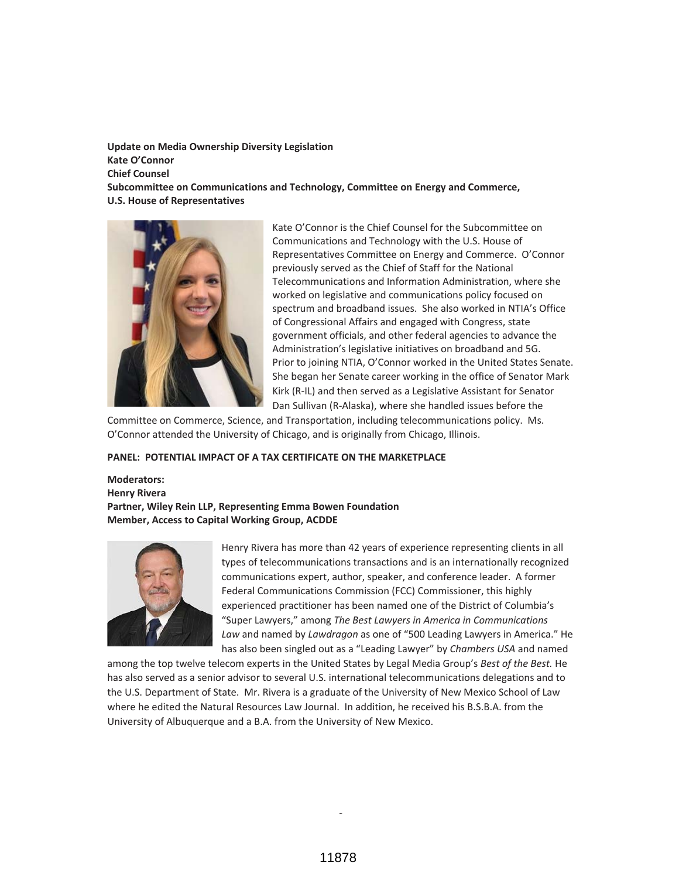**Update on Media Ownership Diversity Legislation**
**Kate O'Connor**
**Chief Counsel**
**Subcommittee on Communications and Technology, Committee on Energy and Commerce, U.S. House of Representatives**

Kate O'Connor is the Chief Counsel for the Subcommittee on Communications and Technology with the U.S. House of Representatives Committee on Energy and Commerce. O'Connor previously served as the Chief of Staff for the National Telecommunications and Information Administration, where she worked on legislative and communications policy focused on spectrum and broadband issues. She also worked in NTIA's Office of Congressional Affairs and engaged with Congress, state government officials, and other federal agencies to advance the Administration's legislative initiatives on broadband and 5G. Prior to joining NTIA, O'Connor worked in the United States Senate. She began her Senate career working in the office of Senator Mark Kirk (R-IL) and then served as a Legislative Assistant for Senator Dan Sullivan (R-Alaska), where she handled issues before the Committee on Commerce, Science, and Transportation, including telecommunications policy. Ms. O'Connor attended the University of Chicago, and is originally from Chicago, Illinois.

**PANEL: POTENTIAL IMPACT OF A TAX CERTIFICATE ON THE MARKETPLACE**

**Moderators:**
**Henry Rivera**
**Partner, Wiley Rein LLP, Representing Emma Bowen Foundation**
**Member, Access to Capital Working Group, ACDDE**

Henry Rivera has more than 42 years of experience representing clients in all types of telecommunications transactions and is an internationally recognized communications expert, author, speaker, and conference leader. A former Federal Communications Commission (FCC) Commissioner, this highly experienced practitioner has been named one of the District of Columbia's "Super Lawyers," among *The Best Lawyers in America in Communications Law* and named by *Lawdragon* as one of "500 Leading Lawyers in America." He has also been singled out as a "Leading Lawyer" by *Chambers USA* and named among the top twelve telecom experts in the United States by Legal Media Group's *Best of the Best.* He has also served as a senior advisor to several U.S. international telecommunications delegations and to the U.S. Department of State. Mr. Rivera is a graduate of the University of New Mexico School of Law where he edited the Natural Resources Law Journal. In addition, he received his B.S.B.A. from the University of Albuquerque and a B.A. from the University of New Mexico.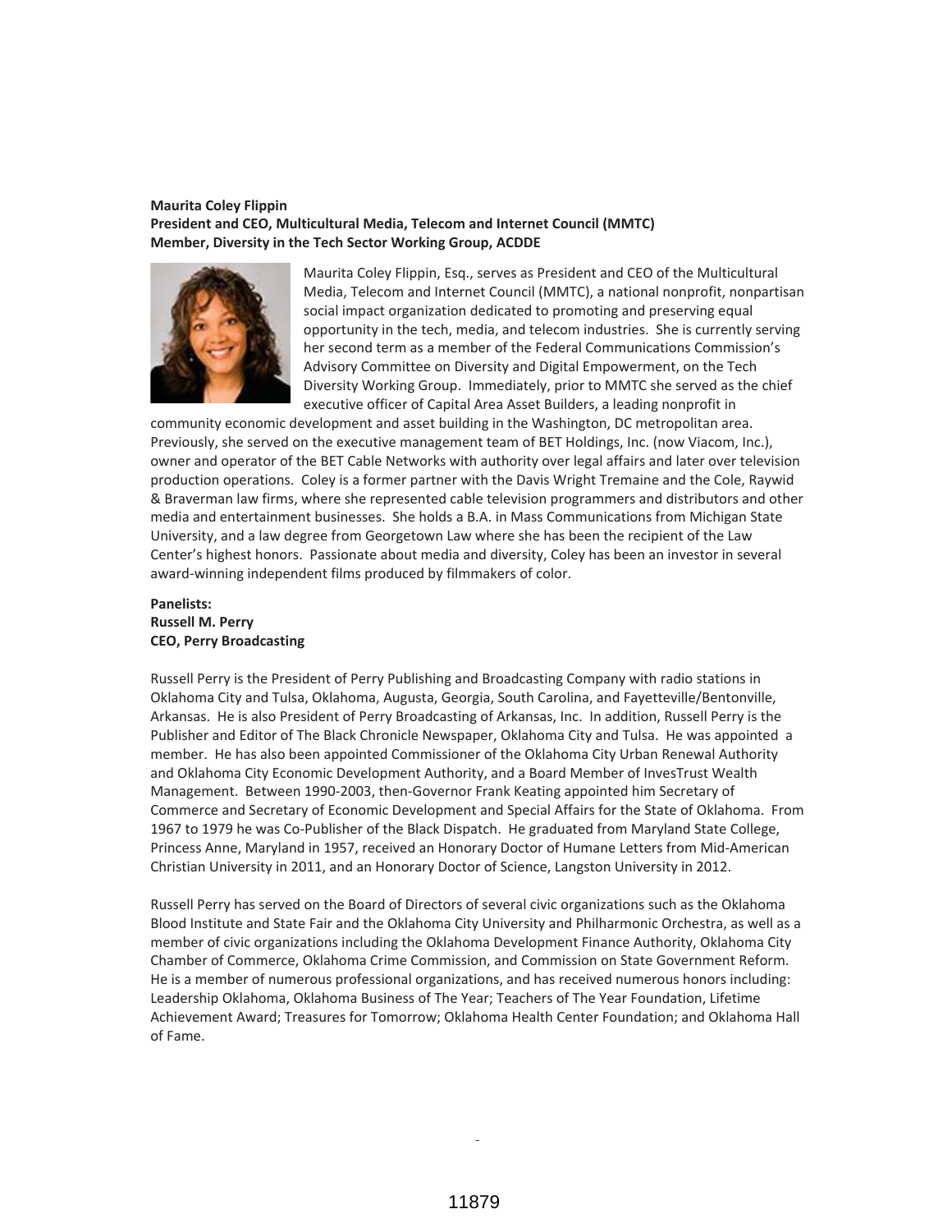**Maurita Coley Flippin**
**President and CEO, Multicultural Media, Telecom and Internet Council (MMTC)**
**Member, Diversity in the Tech Sector Working Group, ACDDE**

Maurita Coley Flippin, Esq., serves as President and CEO of the Multicultural Media, Telecom and Internet Council (MMTC), a national nonprofit, nonpartisan social impact organization dedicated to promoting and preserving equal opportunity in the tech, media, and telecom industries. She is currently serving her second term as a member of the Federal Communications Commission's Advisory Committee on Diversity and Digital Empowerment, on the Tech Diversity Working Group. Immediately, prior to MMTC she served as the chief executive officer of Capital Area Asset Builders, a leading nonprofit in community economic development and asset building in the Washington, DC metropolitan area. Previously, she served on the executive management team of BET Holdings, Inc. (now Viacom, Inc.), owner and operator of the BET Cable Networks with authority over legal affairs and later over television production operations. Coley is a former partner with the Davis Wright Tremaine and the Cole, Raywid & Braverman law firms, where she represented cable television programmers and distributors and other media and entertainment businesses. She holds a B.A. in Mass Communications from Michigan State University, and a law degree from Georgetown Law where she has been the recipient of the Law Center's highest honors. Passionate about media and diversity, Coley has been an investor in several award-winning independent films produced by filmmakers of color.

**Panelists:**
**Russell M. Perry**
**CEO, Perry Broadcasting**

Russell Perry is the President of Perry Publishing and Broadcasting Company with radio stations in Oklahoma City and Tulsa, Oklahoma, Augusta, Georgia, South Carolina, and Fayetteville/Bentonville, Arkansas. He is also President of Perry Broadcasting of Arkansas, Inc. In addition, Russell Perry is the Publisher and Editor of The Black Chronicle Newspaper, Oklahoma City and Tulsa. He was appointed a member. He has also been appointed Commissioner of the Oklahoma City Urban Renewal Authority and Oklahoma City Economic Development Authority, and a Board Member of InvesTrust Wealth Management. Between 1990-2003, then-Governor Frank Keating appointed him Secretary of Commerce and Secretary of Economic Development and Special Affairs for the State of Oklahoma. From 1967 to 1979 he was Co-Publisher of the Black Dispatch. He graduated from Maryland State College, Princess Anne, Maryland in 1957, received an Honorary Doctor of Humane Letters from Mid-American Christian University in 2011, and an Honorary Doctor of Science, Langston University in 2012.

Russell Perry has served on the Board of Directors of several civic organizations such as the Oklahoma Blood Institute and State Fair and the Oklahoma City University and Philharmonic Orchestra, as well as a member of civic organizations including the Oklahoma Development Finance Authority, Oklahoma City Chamber of Commerce, Oklahoma Crime Commission, and Commission on State Government Reform. He is a member of numerous professional organizations, and has received numerous honors including: Leadership Oklahoma, Oklahoma Business of The Year; Teachers of The Year Foundation, Lifetime Achievement Award; Treasures for Tomorrow; Oklahoma Health Center Foundation; and Oklahoma Hall of Fame.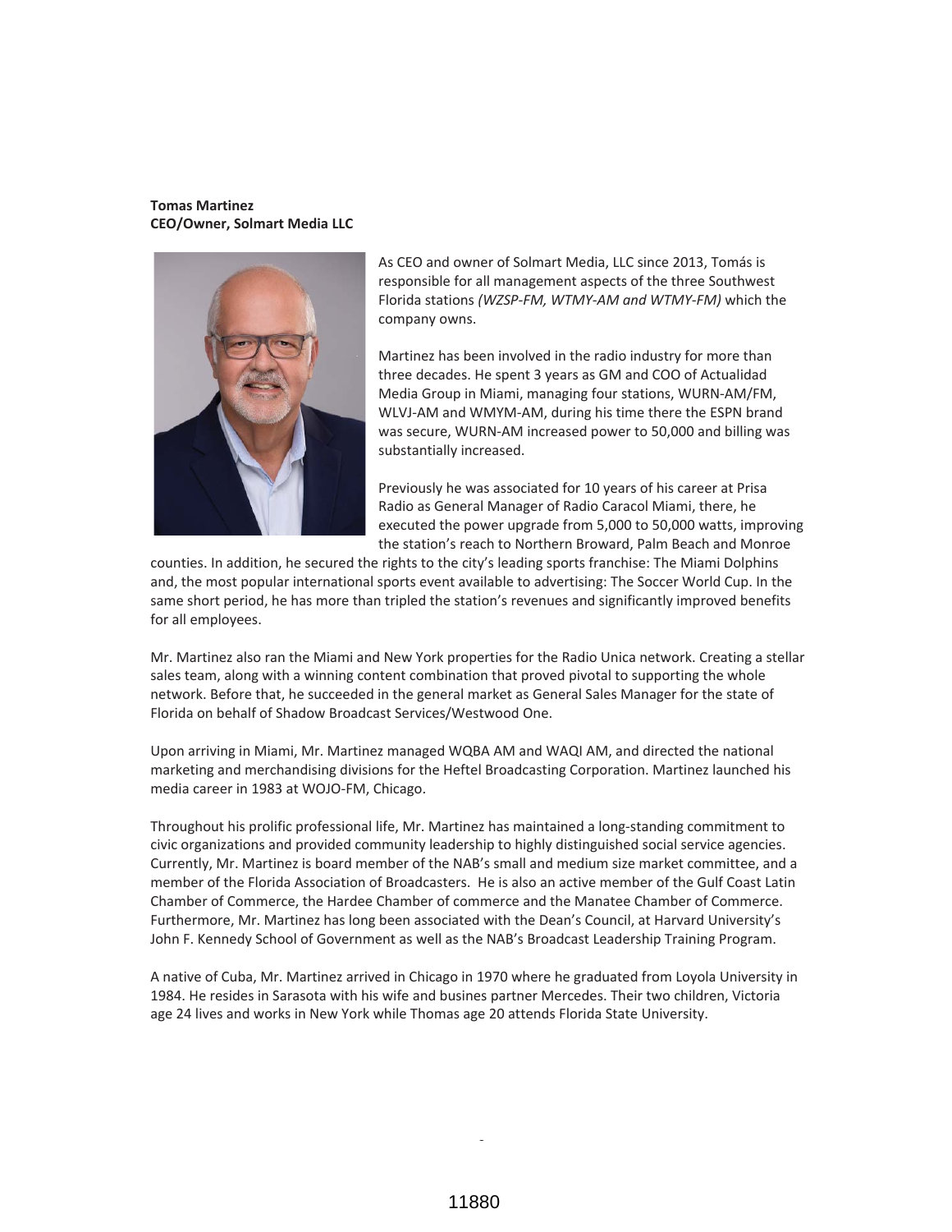**Tomas Martinez**
**CEO/Owner, Solmart Media LLC**

As CEO and owner of Solmart Media, LLC since 2013, Tomás is responsible for all management aspects of the three Southwest Florida stations *(WZSP-FM, WTMY-AM and WTMY-FM)* which the company owns.

Martinez has been involved in the radio industry for more than three decades. He spent 3 years as GM and COO of Actualidad Media Group in Miami, managing four stations, WURN-AM/FM, WLVJ-AM and WMYM-AM, during his time there the ESPN brand was secure, WURN-AM increased power to 50,000 and billing was substantially increased.

Previously he was associated for 10 years of his career at Prisa Radio as General Manager of Radio Caracol Miami, there, he executed the power upgrade from 5,000 to 50,000 watts, improving the station's reach to Northern Broward, Palm Beach and Monroe counties. In addition, he secured the rights to the city's leading sports franchise: The Miami Dolphins and, the most popular international sports event available to advertising: The Soccer World Cup. In the same short period, he has more than tripled the station's revenues and significantly improved benefits for all employees.

Mr. Martinez also ran the Miami and New York properties for the Radio Unica network. Creating a stellar sales team, along with a winning content combination that proved pivotal to supporting the whole network. Before that, he succeeded in the general market as General Sales Manager for the state of Florida on behalf of Shadow Broadcast Services/Westwood One.

Upon arriving in Miami, Mr. Martinez managed WQBA AM and WAQI AM, and directed the national marketing and merchandising divisions for the Heftel Broadcasting Corporation. Martinez launched his media career in 1983 at WOJO-FM, Chicago.

Throughout his prolific professional life, Mr. Martinez has maintained a long-standing commitment to civic organizations and provided community leadership to highly distinguished social service agencies. Currently, Mr. Martinez is board member of the NAB's small and medium size market committee, and a member of the Florida Association of Broadcasters. He is also an active member of the Gulf Coast Latin Chamber of Commerce, the Hardee Chamber of commerce and the Manatee Chamber of Commerce. Furthermore, Mr. Martinez has long been associated with the Dean's Council, at Harvard University's John F. Kennedy School of Government as well as the NAB's Broadcast Leadership Training Program.

A native of Cuba, Mr. Martinez arrived in Chicago in 1970 where he graduated from Loyola University in 1984. He resides in Sarasota with his wife and busines partner Mercedes. Their two children, Victoria age 24 lives and works in New York while Thomas age 20 attends Florida State University.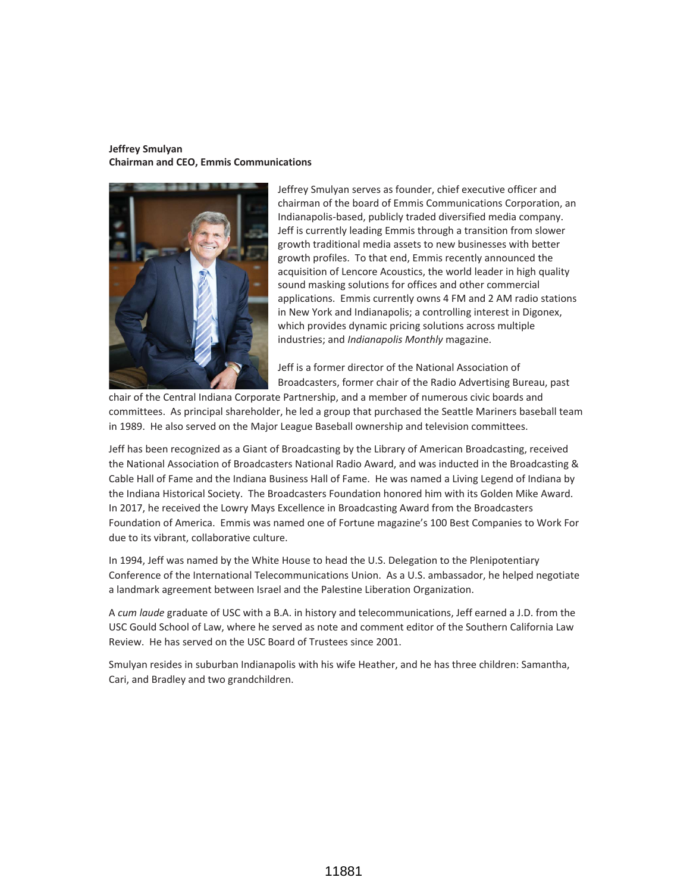**Jeffrey Smulyan**
**Chairman and CEO, Emmis Communications**

Jeffrey Smulyan serves as founder, chief executive officer and chairman of the board of Emmis Communications Corporation, an Indianapolis-based, publicly traded diversified media company. Jeff is currently leading Emmis through a transition from slower growth traditional media assets to new businesses with better growth profiles. To that end, Emmis recently announced the acquisition of Lencore Acoustics, the world leader in high quality sound masking solutions for offices and other commercial applications. Emmis currently owns 4 FM and 2 AM radio stations in New York and Indianapolis; a controlling interest in Digonex, which provides dynamic pricing solutions across multiple industries; and *Indianapolis Monthly* magazine.

Jeff is a former director of the National Association of Broadcasters, former chair of the Radio Advertising Bureau, past chair of the Central Indiana Corporate Partnership, and a member of numerous civic boards and committees. As principal shareholder, he led a group that purchased the Seattle Mariners baseball team in 1989. He also served on the Major League Baseball ownership and television committees.

Jeff has been recognized as a Giant of Broadcasting by the Library of American Broadcasting, received the National Association of Broadcasters National Radio Award, and was inducted in the Broadcasting & Cable Hall of Fame and the Indiana Business Hall of Fame. He was named a Living Legend of Indiana by the Indiana Historical Society. The Broadcasters Foundation honored him with its Golden Mike Award. In 2017, he received the Lowry Mays Excellence in Broadcasting Award from the Broadcasters Foundation of America. Emmis was named one of Fortune magazine's 100 Best Companies to Work For due to its vibrant, collaborative culture.

In 1994, Jeff was named by the White House to head the U.S. Delegation to the Plenipotentiary Conference of the International Telecommunications Union. As a U.S. ambassador, he helped negotiate a landmark agreement between Israel and the Palestine Liberation Organization.

A *cum laude* graduate of USC with a B.A. in history and telecommunications, Jeff earned a J.D. from the USC Gould School of Law, where he served as note and comment editor of the Southern California Law Review. He has served on the USC Board of Trustees since 2001.

Smulyan resides in suburban Indianapolis with his wife Heather, and he has three children: Samantha, Cari, and Bradley and two grandchildren.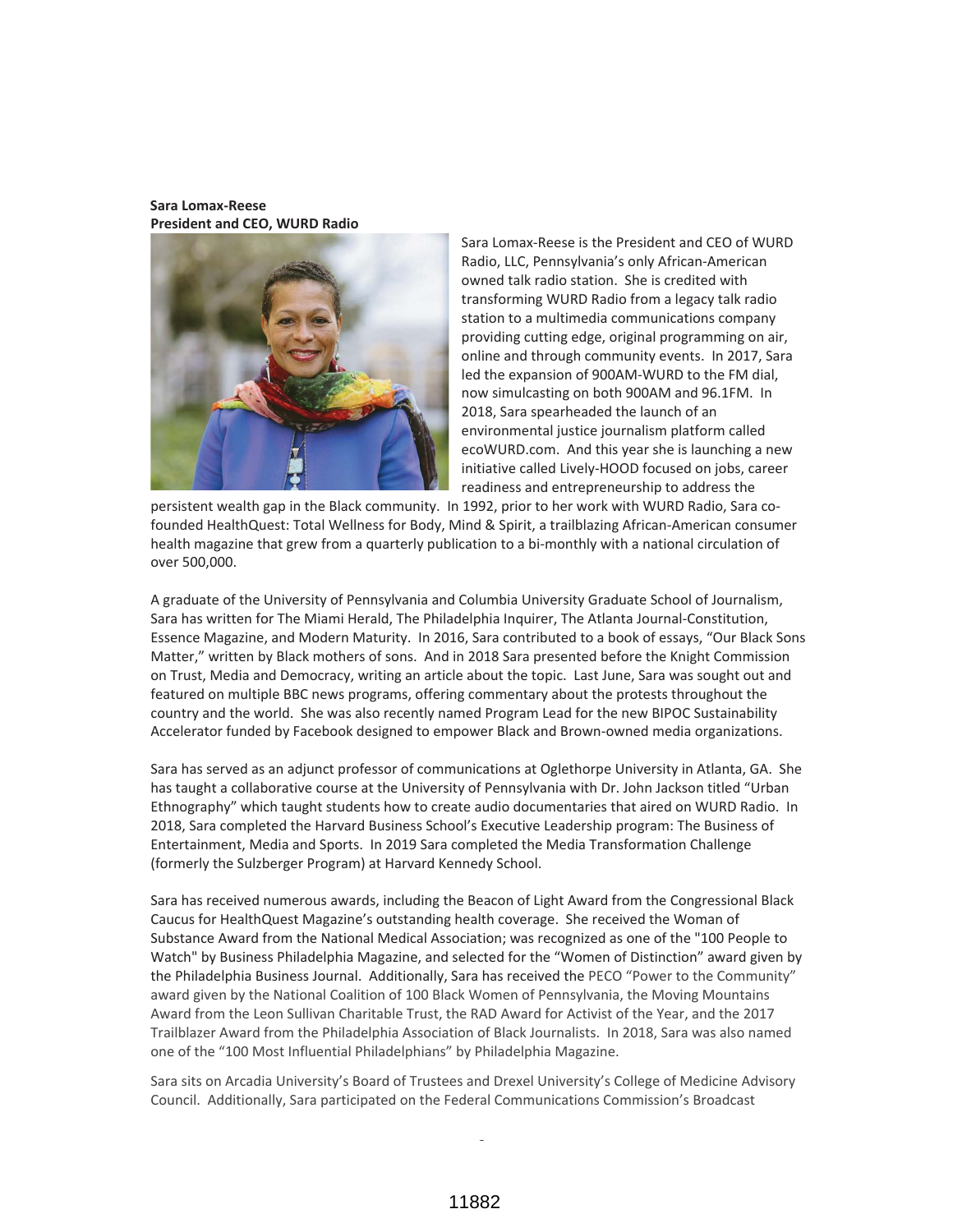**Sara Lomax-Reese**
**President and CEO, WURD Radio**

Sara Lomax-Reese is the President and CEO of WURD Radio, LLC, Pennsylvania's only African-American owned talk radio station. She is credited with transforming WURD Radio from a legacy talk radio station to a multimedia communications company providing cutting edge, original programming on air, online and through community events. In 2017, Sara led the expansion of 900AM-WURD to the FM dial, now simulcasting on both 900AM and 96.1FM. In 2018, Sara spearheaded the launch of an environmental justice journalism platform called ecoWURD.com. And this year she is launching a new initiative called Lively-HOOD focused on jobs, career readiness and entrepreneurship to address the persistent wealth gap in the Black community. In 1992, prior to her work with WURD Radio, Sara co-founded HealthQuest: Total Wellness for Body, Mind & Spirit, a trailblazing African-American consumer health magazine that grew from a quarterly publication to a bi-monthly with a national circulation of over 500,000.

A graduate of the University of Pennsylvania and Columbia University Graduate School of Journalism, Sara has written for The Miami Herald, The Philadelphia Inquirer, The Atlanta Journal-Constitution, Essence Magazine, and Modern Maturity. In 2016, Sara contributed to a book of essays, "Our Black Sons Matter," written by Black mothers of sons. And in 2018 Sara presented before the Knight Commission on Trust, Media and Democracy, writing an article about the topic. Last June, Sara was sought out and featured on multiple BBC news programs, offering commentary about the protests throughout the country and the world. She was also recently named Program Lead for the new BIPOC Sustainability Accelerator funded by Facebook designed to empower Black and Brown-owned media organizations.

Sara has served as an adjunct professor of communications at Oglethorpe University in Atlanta, GA. She has taught a collaborative course at the University of Pennsylvania with Dr. John Jackson titled "Urban Ethnography" which taught students how to create audio documentaries that aired on WURD Radio. In 2018, Sara completed the Harvard Business School's Executive Leadership program: The Business of Entertainment, Media and Sports. In 2019 Sara completed the Media Transformation Challenge (formerly the Sulzberger Program) at Harvard Kennedy School.

Sara has received numerous awards, including the Beacon of Light Award from the Congressional Black Caucus for HealthQuest Magazine's outstanding health coverage. She received the Woman of Substance Award from the National Medical Association; was recognized as one of the "100 People to Watch" by Business Philadelphia Magazine, and selected for the "Women of Distinction" award given by the Philadelphia Business Journal. Additionally, Sara has received the PECO "Power to the Community" award given by the National Coalition of 100 Black Women of Pennsylvania, the Moving Mountains Award from the Leon Sullivan Charitable Trust, the RAD Award for Activist of the Year, and the 2017 Trailblazer Award from the Philadelphia Association of Black Journalists. In 2018, Sara was also named one of the "100 Most Influential Philadelphians" by Philadelphia Magazine.

Sara sits on Arcadia University's Board of Trustees and Drexel University's College of Medicine Advisory Council. Additionally, Sara participated on the Federal Communications Commission's Broadcast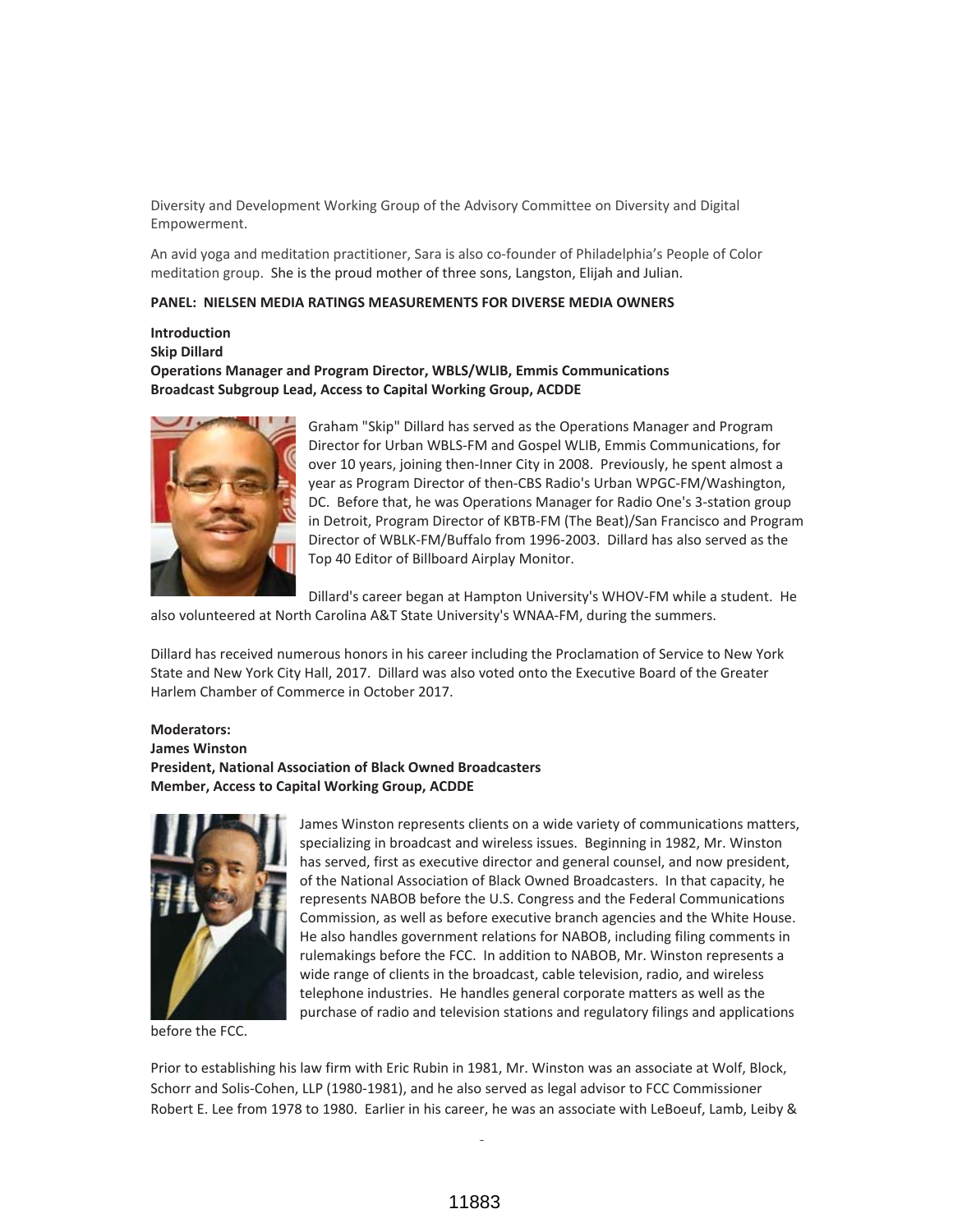Diversity and Development Working Group of the Advisory Committee on Diversity and Digital Empowerment.

An avid yoga and meditation practitioner, Sara is also co-founder of Philadelphia's People of Color meditation group. She is the proud mother of three sons, Langston, Elijah and Julian.

**PANEL: NIELSEN MEDIA RATINGS MEASUREMENTS FOR DIVERSE MEDIA OWNERS**

**Introduction**
**Skip Dillard**
**Operations Manager and Program Director, WBLS/WLIB, Emmis Communications**
**Broadcast Subgroup Lead, Access to Capital Working Group, ACDDE**

Graham "Skip" Dillard has served as the Operations Manager and Program Director for Urban WBLS-FM and Gospel WLIB, Emmis Communications, for over 10 years, joining then-Inner City in 2008. Previously, he spent almost a year as Program Director of then-CBS Radio's Urban WPGC-FM/Washington, DC. Before that, he was Operations Manager for Radio One's 3-station group in Detroit, Program Director of KBTB-FM (The Beat)/San Francisco and Program Director of WBLK-FM/Buffalo from 1996-2003. Dillard has also served as the Top 40 Editor of Billboard Airplay Monitor.

Dillard's career began at Hampton University's WHOV-FM while a student. He also volunteered at North Carolina A&T State University's WNAA-FM, during the summers.

Dillard has received numerous honors in his career including the Proclamation of Service to New York State and New York City Hall, 2017. Dillard was also voted onto the Executive Board of the Greater Harlem Chamber of Commerce in October 2017.

**Moderators:**
**James Winston**
**President, National Association of Black Owned Broadcasters**
**Member, Access to Capital Working Group, ACDDE**

James Winston represents clients on a wide variety of communications matters, specializing in broadcast and wireless issues. Beginning in 1982, Mr. Winston has served, first as executive director and general counsel, and now president, of the National Association of Black Owned Broadcasters. In that capacity, he represents NABOB before the U.S. Congress and the Federal Communications Commission, as well as before executive branch agencies and the White House. He also handles government relations for NABOB, including filing comments in rulemakings before the FCC. In addition to NABOB, Mr. Winston represents a wide range of clients in the broadcast, cable television, radio, and wireless telephone industries. He handles general corporate matters as well as the purchase of radio and television stations and regulatory filings and applications before the FCC.

Prior to establishing his law firm with Eric Rubin in 1981, Mr. Winston was an associate at Wolf, Block, Schorr and Solis-Cohen, LLP (1980-1981), and he also served as legal advisor to FCC Commissioner Robert E. Lee from 1978 to 1980. Earlier in his career, he was an associate with LeBoeuf, Lamb, Leiby &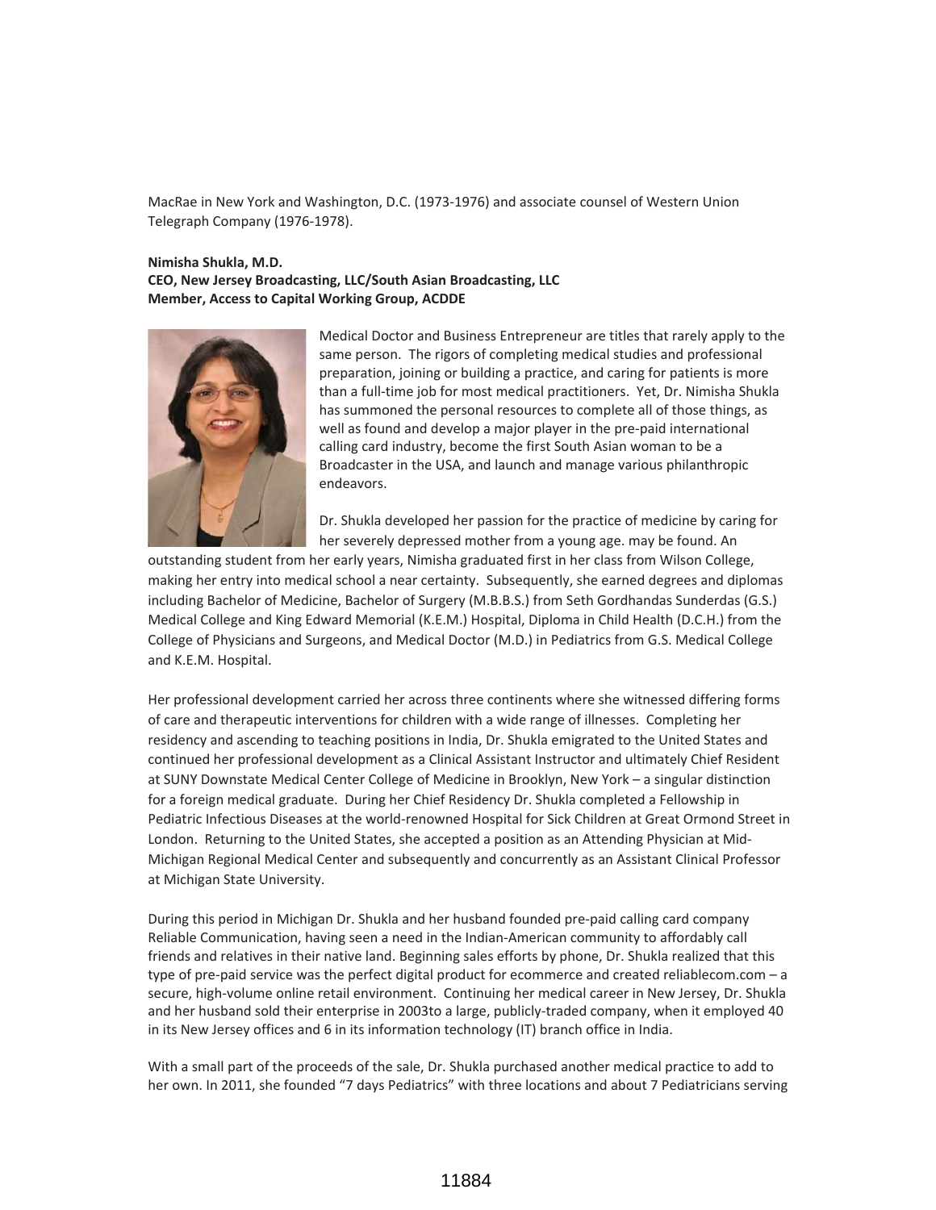MacRae in New York and Washington, D.C. (1973-1976) and associate counsel of Western Union Telegraph Company (1976-1978).

**Nimisha Shukla, M.D.**
**CEO, New Jersey Broadcasting, LLC/South Asian Broadcasting, LLC**
**Member, Access to Capital Working Group, ACDDE**

Medical Doctor and Business Entrepreneur are titles that rarely apply to the same person. The rigors of completing medical studies and professional preparation, joining or building a practice, and caring for patients is more than a full-time job for most medical practitioners. Yet, Dr. Nimisha Shukla has summoned the personal resources to complete all of those things, as well as found and develop a major player in the pre-paid international calling card industry, become the first South Asian woman to be a Broadcaster in the USA, and launch and manage various philanthropic endeavors.

Dr. Shukla developed her passion for the practice of medicine by caring for her severely depressed mother from a young age. may be found. An outstanding student from her early years, Nimisha graduated first in her class from Wilson College, making her entry into medical school a near certainty. Subsequently, she earned degrees and diplomas including Bachelor of Medicine, Bachelor of Surgery (M.B.B.S.) from Seth Gordhandas Sunderdas (G.S.) Medical College and King Edward Memorial (K.E.M.) Hospital, Diploma in Child Health (D.C.H.) from the College of Physicians and Surgeons, and Medical Doctor (M.D.) in Pediatrics from G.S. Medical College and K.E.M. Hospital.

Her professional development carried her across three continents where she witnessed differing forms of care and therapeutic interventions for children with a wide range of illnesses. Completing her residency and ascending to teaching positions in India, Dr. Shukla emigrated to the United States and continued her professional development as a Clinical Assistant Instructor and ultimately Chief Resident at SUNY Downstate Medical Center College of Medicine in Brooklyn, New York – a singular distinction for a foreign medical graduate. During her Chief Residency Dr. Shukla completed a Fellowship in Pediatric Infectious Diseases at the world-renowned Hospital for Sick Children at Great Ormond Street in London. Returning to the United States, she accepted a position as an Attending Physician at Mid-Michigan Regional Medical Center and subsequently and concurrently as an Assistant Clinical Professor at Michigan State University.

During this period in Michigan Dr. Shukla and her husband founded pre-paid calling card company Reliable Communication, having seen a need in the Indian-American community to affordably call friends and relatives in their native land. Beginning sales efforts by phone, Dr. Shukla realized that this type of pre-paid service was the perfect digital product for ecommerce and created reliablecom.com – a secure, high-volume online retail environment. Continuing her medical career in New Jersey, Dr. Shukla and her husband sold their enterprise in 2003to a large, publicly-traded company, when it employed 40 in its New Jersey offices and 6 in its information technology (IT) branch office in India.

With a small part of the proceeds of the sale, Dr. Shukla purchased another medical practice to add to her own. In 2011, she founded "7 days Pediatrics" with three locations and about 7 Pediatricians serving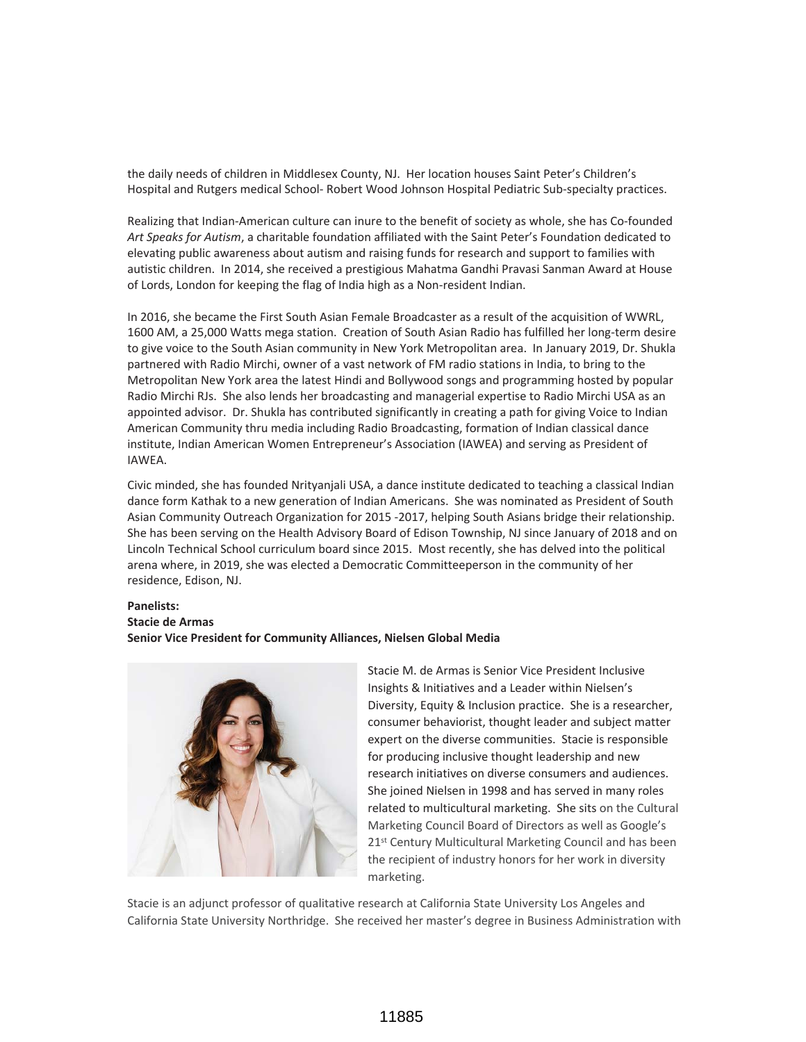the daily needs of children in Middlesex County, NJ. Her location houses Saint Peter's Children's Hospital and Rutgers medical School- Robert Wood Johnson Hospital Pediatric Sub-specialty practices.

Realizing that Indian-American culture can inure to the benefit of society as whole, she has Co-founded *Art Speaks for Autism*, a charitable foundation affiliated with the Saint Peter's Foundation dedicated to elevating public awareness about autism and raising funds for research and support to families with autistic children. In 2014, she received a prestigious Mahatma Gandhi Pravasi Sanman Award at House of Lords, London for keeping the flag of India high as a Non-resident Indian.

In 2016, she became the First South Asian Female Broadcaster as a result of the acquisition of WWRL, 1600 AM, a 25,000 Watts mega station. Creation of South Asian Radio has fulfilled her long-term desire to give voice to the South Asian community in New York Metropolitan area. In January 2019, Dr. Shukla partnered with Radio Mirchi, owner of a vast network of FM radio stations in India, to bring to the Metropolitan New York area the latest Hindi and Bollywood songs and programming hosted by popular Radio Mirchi RJs. She also lends her broadcasting and managerial expertise to Radio Mirchi USA as an appointed advisor. Dr. Shukla has contributed significantly in creating a path for giving Voice to Indian American Community thru media including Radio Broadcasting, formation of Indian classical dance institute, Indian American Women Entrepreneur's Association (IAWEA) and serving as President of IAWEA.

Civic minded, she has founded Nrityanjali USA, a dance institute dedicated to teaching a classical Indian dance form Kathak to a new generation of Indian Americans. She was nominated as President of South Asian Community Outreach Organization for 2015 -2017, helping South Asians bridge their relationship. She has been serving on the Health Advisory Board of Edison Township, NJ since January of 2018 and on Lincoln Technical School curriculum board since 2015. Most recently, she has delved into the political arena where, in 2019, she was elected a Democratic Committeeperson in the community of her residence, Edison, NJ.

**Panelists:**
**Stacie de Armas**
**Senior Vice President for Community Alliances, Nielsen Global Media**

Stacie M. de Armas is Senior Vice President Inclusive Insights & Initiatives and a Leader within Nielsen's Diversity, Equity & Inclusion practice. She is a researcher, consumer behaviorist, thought leader and subject matter expert on the diverse communities. Stacie is responsible for producing inclusive thought leadership and new research initiatives on diverse consumers and audiences. She joined Nielsen in 1998 and has served in many roles related to multicultural marketing. She sits on the Cultural Marketing Council Board of Directors as well as Google's 21st Century Multicultural Marketing Council and has been the recipient of industry honors for her work in diversity marketing.

Stacie is an adjunct professor of qualitative research at California State University Los Angeles and California State University Northridge. She received her master's degree in Business Administration with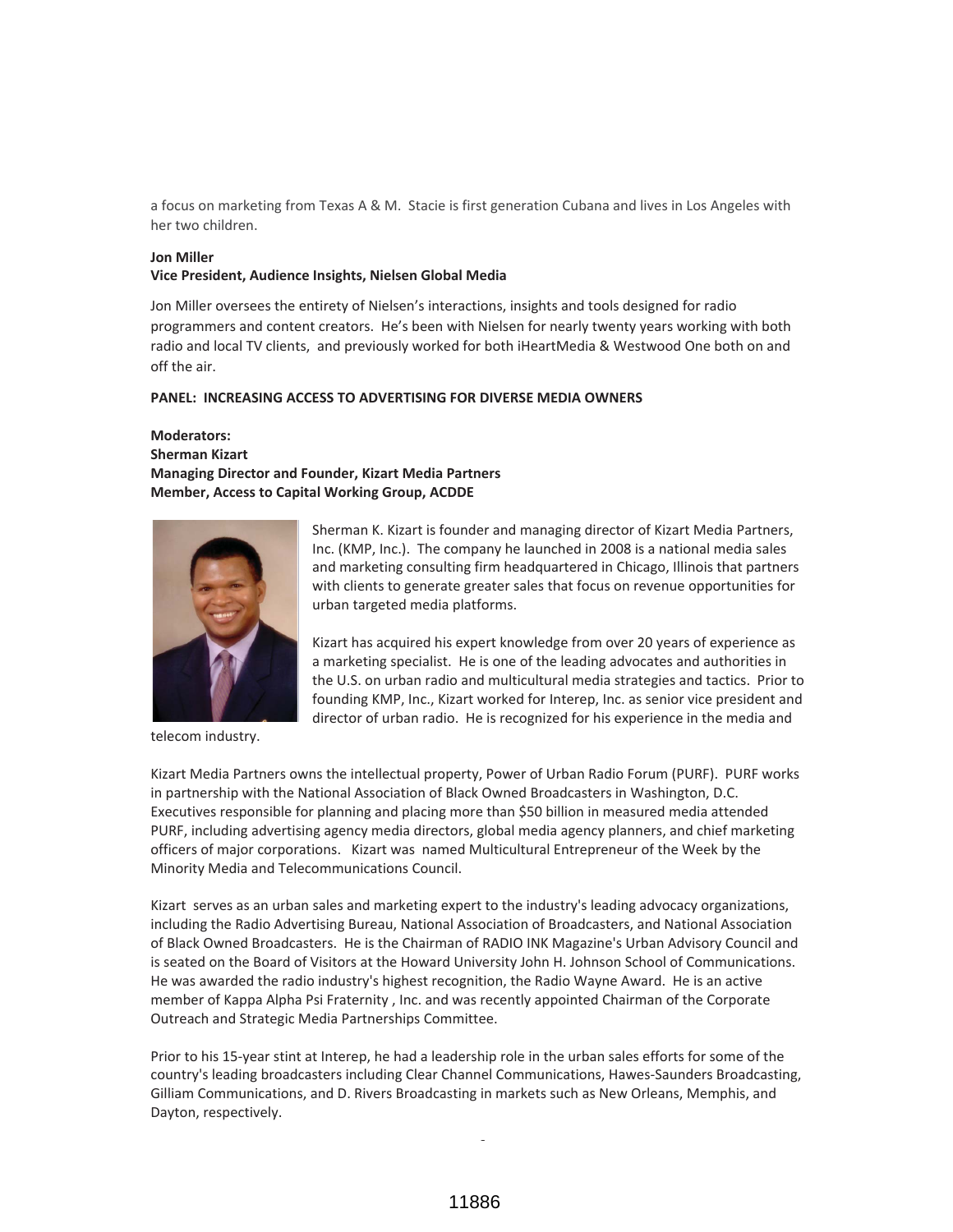a focus on marketing from Texas A & M. Stacie is first generation Cubana and lives in Los Angeles with her two children.

**Jon Miller**
**Vice President, Audience Insights, Nielsen Global Media**

Jon Miller oversees the entirety of Nielsen's interactions, insights and tools designed for radio programmers and content creators. He's been with Nielsen for nearly twenty years working with both radio and local TV clients, and previously worked for both iHeartMedia & Westwood One both on and off the air.

**PANEL: INCREASING ACCESS TO ADVERTISING FOR DIVERSE MEDIA OWNERS**

**Moderators:**
**Sherman Kizart**
**Managing Director and Founder, Kizart Media Partners**
**Member, Access to Capital Working Group, ACDDE**

Sherman K. Kizart is founder and managing director of Kizart Media Partners, Inc. (KMP, Inc.). The company he launched in 2008 is a national media sales and marketing consulting firm headquartered in Chicago, Illinois that partners with clients to generate greater sales that focus on revenue opportunities for urban targeted media platforms.

Kizart has acquired his expert knowledge from over 20 years of experience as a marketing specialist. He is one of the leading advocates and authorities in the U.S. on urban radio and multicultural media strategies and tactics. Prior to founding KMP, Inc., Kizart worked for Interep, Inc. as senior vice president and director of urban radio. He is recognized for his experience in the media and telecom industry.

Kizart Media Partners owns the intellectual property, Power of Urban Radio Forum (PURF). PURF works in partnership with the National Association of Black Owned Broadcasters in Washington, D.C. Executives responsible for planning and placing more than $50 billion in measured media attended PURF, including advertising agency media directors, global media agency planners, and chief marketing officers of major corporations. Kizart was named Multicultural Entrepreneur of the Week by the Minority Media and Telecommunications Council.

Kizart serves as an urban sales and marketing expert to the industry's leading advocacy organizations, including the Radio Advertising Bureau, National Association of Broadcasters, and National Association of Black Owned Broadcasters. He is the Chairman of RADIO INK Magazine's Urban Advisory Council and is seated on the Board of Visitors at the Howard University John H. Johnson School of Communications. He was awarded the radio industry's highest recognition, the Radio Wayne Award. He is an active member of Kappa Alpha Psi Fraternity , Inc. and was recently appointed Chairman of the Corporate Outreach and Strategic Media Partnerships Committee.

Prior to his 15-year stint at Interep, he had a leadership role in the urban sales efforts for some of the country's leading broadcasters including Clear Channel Communications, Hawes-Saunders Broadcasting, Gilliam Communications, and D. Rivers Broadcasting in markets such as New Orleans, Memphis, and Dayton, respectively.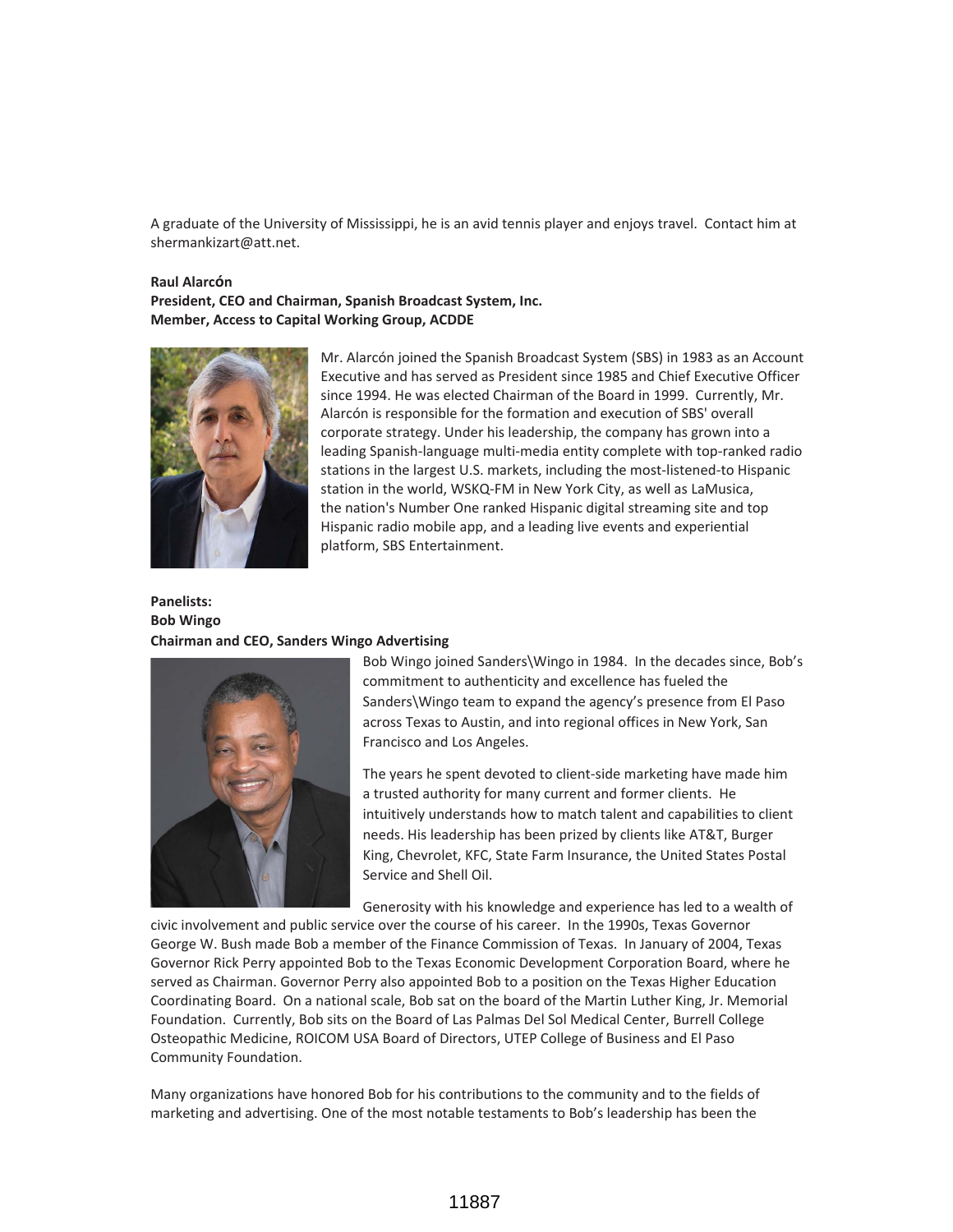A graduate of the University of Mississippi, he is an avid tennis player and enjoys travel. Contact him at shermankizart@att.net.

**Raul Alarcón**
**President, CEO and Chairman, Spanish Broadcast System, Inc.**
**Member, Access to Capital Working Group, ACDDE**

Mr. Alarcón joined the Spanish Broadcast System (SBS) in 1983 as an Account Executive and has served as President since 1985 and Chief Executive Officer since 1994. He was elected Chairman of the Board in 1999. Currently, Mr. Alarcón is responsible for the formation and execution of SBS' overall corporate strategy. Under his leadership, the company has grown into a leading Spanish-language multi-media entity complete with top-ranked radio stations in the largest U.S. markets, including the most-listened-to Hispanic station in the world, WSKQ-FM in New York City, as well as LaMusica, the nation's Number One ranked Hispanic digital streaming site and top Hispanic radio mobile app, and a leading live events and experiential platform, SBS Entertainment.

**Panelists:**
**Bob Wingo**
**Chairman and CEO, Sanders Wingo Advertising**

Bob Wingo joined Sanders\Wingo in 1984. In the decades since, Bob's commitment to authenticity and excellence has fueled the Sanders\Wingo team to expand the agency's presence from El Paso across Texas to Austin, and into regional offices in New York, San Francisco and Los Angeles.

The years he spent devoted to client-side marketing have made him a trusted authority for many current and former clients. He intuitively understands how to match talent and capabilities to client needs. His leadership has been prized by clients like AT&T, Burger King, Chevrolet, KFC, State Farm Insurance, the United States Postal Service and Shell Oil.

Generosity with his knowledge and experience has led to a wealth of civic involvement and public service over the course of his career. In the 1990s, Texas Governor George W. Bush made Bob a member of the Finance Commission of Texas. In January of 2004, Texas Governor Rick Perry appointed Bob to the Texas Economic Development Corporation Board, where he served as Chairman. Governor Perry also appointed Bob to a position on the Texas Higher Education Coordinating Board. On a national scale, Bob sat on the board of the Martin Luther King, Jr. Memorial Foundation. Currently, Bob sits on the Board of Las Palmas Del Sol Medical Center, Burrell College Osteopathic Medicine, ROICOM USA Board of Directors, UTEP College of Business and El Paso Community Foundation.

Many organizations have honored Bob for his contributions to the community and to the fields of marketing and advertising. One of the most notable testaments to Bob's leadership has been the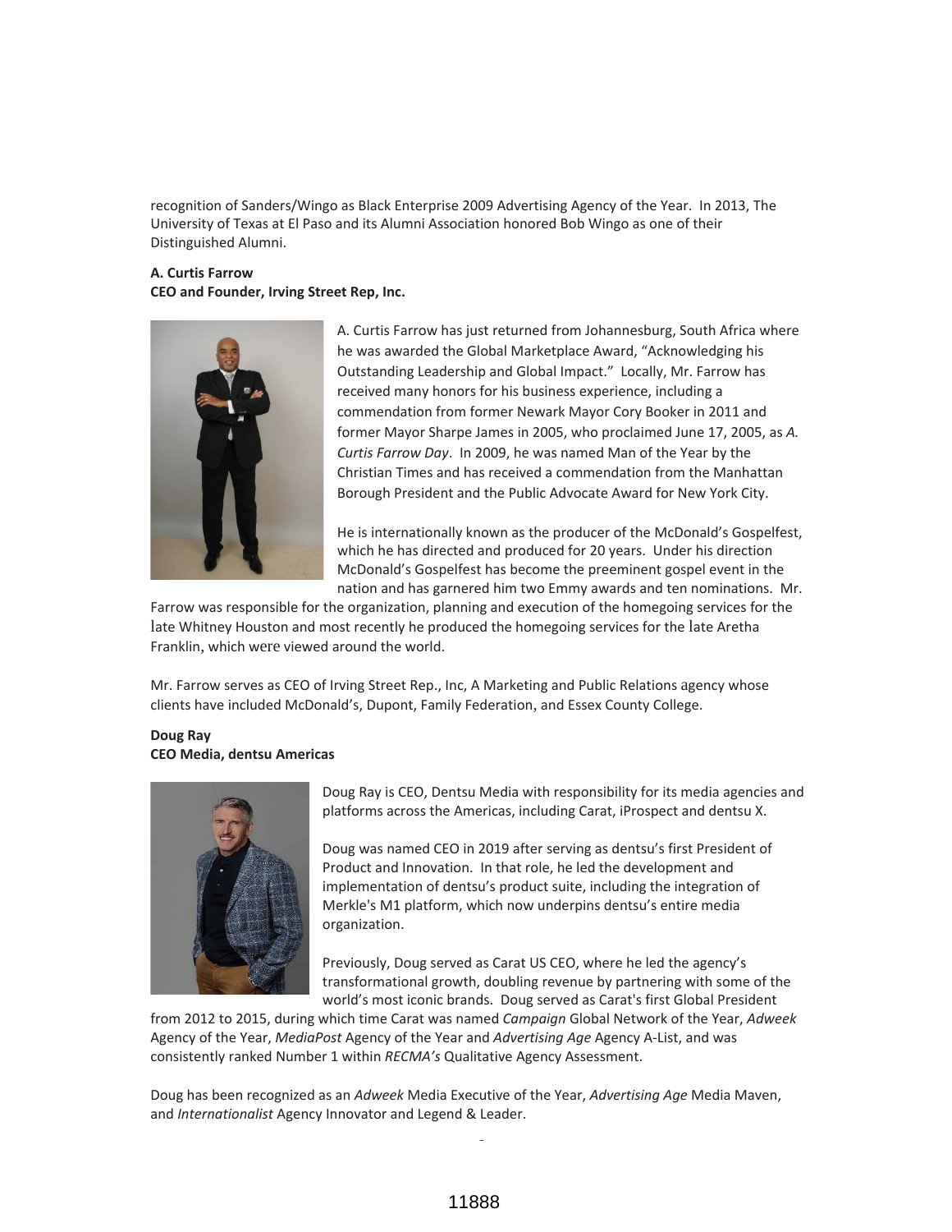recognition of Sanders/Wingo as Black Enterprise 2009 Advertising Agency of the Year. In 2013, The University of Texas at El Paso and its Alumni Association honored Bob Wingo as one of their Distinguished Alumni.

**A. Curtis Farrow**
**CEO and Founder, Irving Street Rep, Inc.**

A. Curtis Farrow has just returned from Johannesburg, South Africa where he was awarded the Global Marketplace Award, "Acknowledging his Outstanding Leadership and Global Impact." Locally, Mr. Farrow has received many honors for his business experience, including a commendation from former Newark Mayor Cory Booker in 2011 and former Mayor Sharpe James in 2005, who proclaimed June 17, 2005, as *A. Curtis Farrow Day*. In 2009, he was named Man of the Year by the Christian Times and has received a commendation from the Manhattan Borough President and the Public Advocate Award for New York City.

He is internationally known as the producer of the McDonald's Gospelfest, which he has directed and produced for 20 years. Under his direction McDonald's Gospelfest has become the preeminent gospel event in the nation and has garnered him two Emmy awards and ten nominations. Mr. Farrow was responsible for the organization, planning and execution of the homegoing services for the late Whitney Houston and most recently he produced the homegoing services for the late Aretha Franklin, which were viewed around the world.

Mr. Farrow serves as CEO of Irving Street Rep., Inc, A Marketing and Public Relations agency whose clients have included McDonald's, Dupont, Family Federation, and Essex County College.

**Doug Ray**
**CEO Media, dentsu Americas**

Doug Ray is CEO, Dentsu Media with responsibility for its media agencies and platforms across the Americas, including Carat, iProspect and dentsu X.

Doug was named CEO in 2019 after serving as dentsu's first President of Product and Innovation. In that role, he led the development and implementation of dentsu's product suite, including the integration of Merkle's M1 platform, which now underpins dentsu's entire media organization.

Previously, Doug served as Carat US CEO, where he led the agency's transformational growth, doubling revenue by partnering with some of the world's most iconic brands. Doug served as Carat's first Global President from 2012 to 2015, during which time Carat was named *Campaign* Global Network of the Year, *Adweek* Agency of the Year, *MediaPost* Agency of the Year and *Advertising Age* Agency A-List, and was consistently ranked Number 1 within *RECMA's* Qualitative Agency Assessment.

Doug has been recognized as an *Adweek* Media Executive of the Year, *Advertising Age* Media Maven, and *Internationalist* Agency Innovator and Legend & Leader.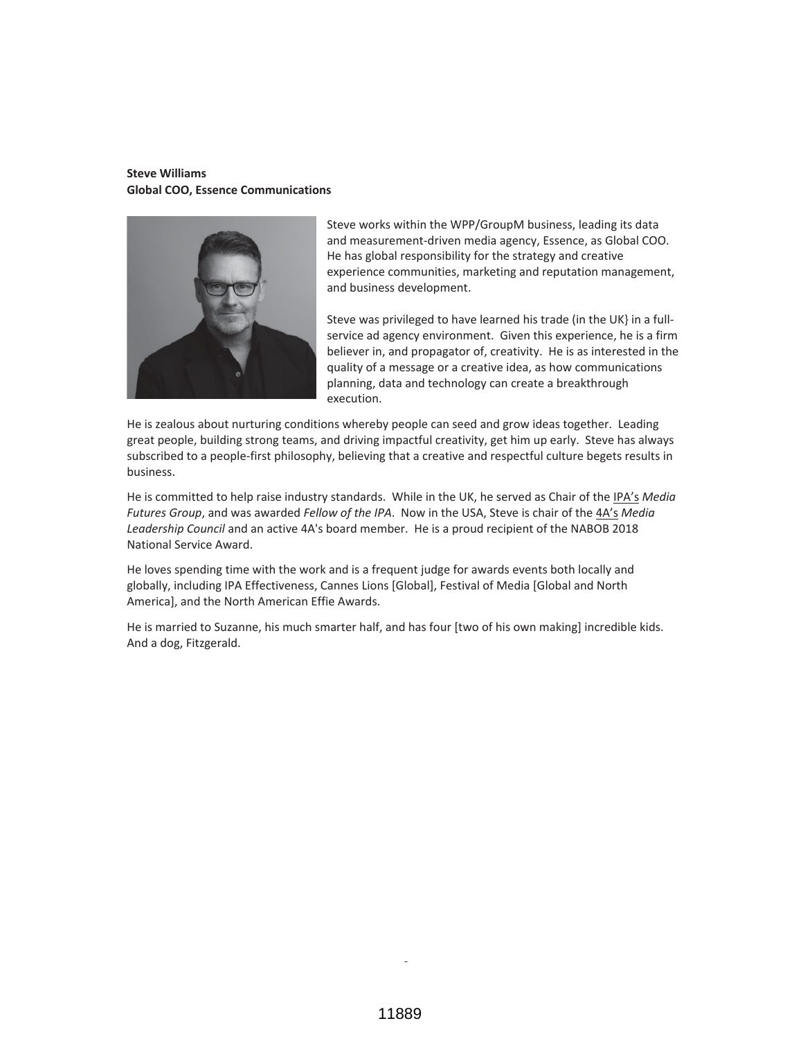**Steve Williams**
**Global COO, Essence Communications**

Steve works within the WPP/GroupM business, leading its data and measurement-driven media agency, Essence, as Global COO. He has global responsibility for the strategy and creative experience communities, marketing and reputation management, and business development.

Steve was privileged to have learned his trade (in the UK} in a full-service ad agency environment. Given this experience, he is a firm believer in, and propagator of, creativity. He is as interested in the quality of a message or a creative idea, as how communications planning, data and technology can create a breakthrough execution.

He is zealous about nurturing conditions whereby people can seed and grow ideas together. Leading great people, building strong teams, and driving impactful creativity, get him up early. Steve has always subscribed to a people-first philosophy, believing that a creative and respectful culture begets results in business.

He is committed to help raise industry standards. While in the UK, he served as Chair of the IPA's *Media Futures Group*, and was awarded *Fellow of the IPA*. Now in the USA, Steve is chair of the 4A's *Media Leadership Council* and an active 4A's board member. He is a proud recipient of the NABOB 2018 National Service Award.

He loves spending time with the work and is a frequent judge for awards events both locally and globally, including IPA Effectiveness, Cannes Lions [Global], Festival of Media [Global and North America], and the North American Effie Awards.

He is married to Suzanne, his much smarter half, and has four [two of his own making] incredible kids. And a dog, Fitzgerald.